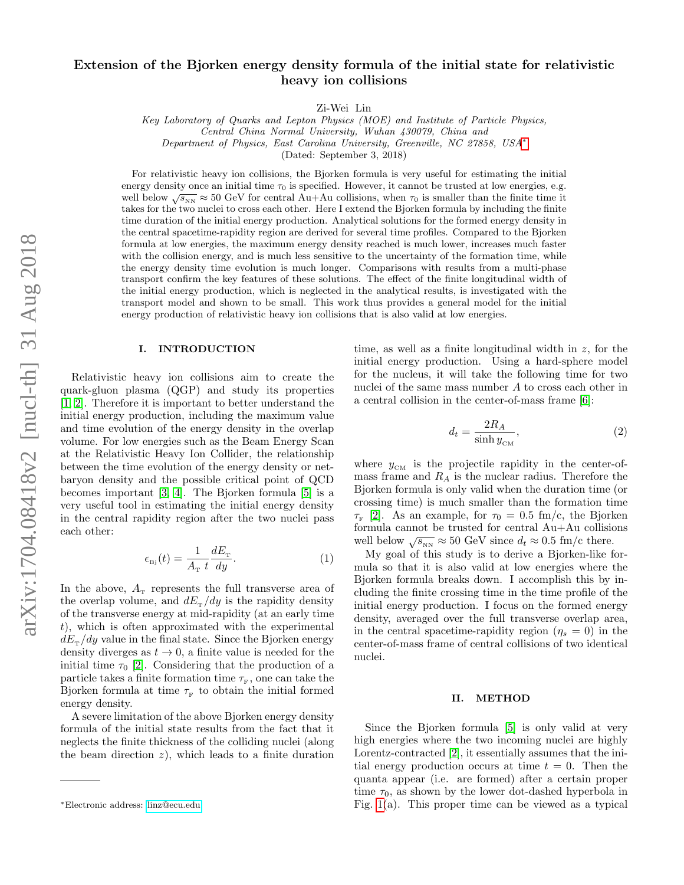# Extension of the Bjorken energy density formula of the initial state for relativistic heavy ion collisions

Zi-Wei Lin

*Key Laboratory of Quarks and Lepton Physics (MOE) and Institute of Particle Physics, Central China Normal University, Wuhan 430079, China and Department of Physics, East Carolina University, Greenville, NC 27858, USA*[*]

(Dated: September 3, 2018)

For relativistic heavy ion collisions, the Bjorken formula is very useful for estimating the initial energy density once an initial time $\tau_0$ is specified. However, it cannot be trusted at low energies, e.g. well below $\sqrt{s_{\rm NN}} \approx 50$ GeV for central Au+Au collisions, when $\tau_0$ is smaller than the finite time it takes for the two nuclei to cross each other. Here I extend the Bjorken formula by including the finite time duration of the initial energy production. Analytical solutions for the formed energy density in the central spacetime-rapidity region are derived for several time profiles. Compared to the Bjorken formula at low energies, the maximum energy density reached is much lower, increases much faster with the collision energy, and is much less sensitive to the uncertainty of the formation time, while the energy density time evolution is much longer. Comparisons with results from a multi-phase transport confirm the key features of these solutions. The effect of the finite longitudinal width of the initial energy production, which is neglected in the analytical results, is investigated with the transport model and shown to be small. This work thus provides a general model for the initial energy production of relativistic heavy ion collisions that is also valid at low energies.

## I. INTRODUCTION

Relativistic heavy ion collisions aim to create the quark-gluon plasma (QGP) and study its properties [1, 2]. Therefore it is important to better understand the initial energy production, including the maximum value and time evolution of the energy density in the overlap volume. For low energies such as the Beam Energy Scan at the Relativistic Heavy Ion Collider, the relationship between the time evolution of the energy density or net-baryon density and the possible critical point of QCD becomes important [3, 4]. The Bjorken formula [5] is a very useful tool in estimating the initial energy density in the central rapidity region after the two nuclei pass each other:

$$\epsilon_{\rm Bj}(t) = \frac{1}{A_{\rm T}\ t} \frac{dE_{\rm T}}{dy}. \tag{1}$$

In the above, $A_{\rm T}$ represents the full transverse area of the overlap volume, and $dE_{\rm T}/dy$ is the rapidity density of the transverse energy at mid-rapidity (at an early time $t$), which is often approximated with the experimental $dE_{\rm T}/dy$ value in the final state. Since the Bjorken energy density diverges as $t \to 0$, a finite value is needed for the initial time $\tau_0$ [2]. Considering that the production of a particle takes a finite formation time $\tau_{\rm F}$, one can take the Bjorken formula at time $\tau_{\rm F}$ to obtain the initial formed energy density.

A severe limitation of the above Bjorken energy density formula of the initial state results from the fact that it neglects the finite thickness of the colliding nuclei (along the beam direction $z$), which leads to a finite duration time, as well as a finite longitudinal width in $z$, for the initial energy production. Using a hard-sphere model for the nucleus, it will take the following time for two nuclei of the same mass number $A$ to cross each other in a central collision in the center-of-mass frame [6]:

$$d_t = \frac{2R_A}{\sinh y_{\rm CM}}, \tag{2}$$

where $y_{\rm CM}$ is the projectile rapidity in the center-of-mass frame and $R_A$ is the nuclear radius. Therefore the Bjorken formula is only valid when the duration time (or crossing time) is much smaller than the formation time $\tau_{\rm F}$ [2]. As an example, for $\tau_0 = 0.5$ fm/c, the Bjorken formula cannot be trusted for central Au+Au collisions well below $\sqrt{s_{\rm NN}} \approx 50$ GeV since $d_t \approx 0.5$ fm/c there.

My goal of this study is to derive a Bjorken-like formula so that it is also valid at low energies where the Bjorken formula breaks down. I accomplish this by including the finite crossing time in the time profile of the initial energy production. I focus on the formed energy density, averaged over the full transverse overlap area, in the central spacetime-rapidity region ($\eta_s = 0$) in the center-of-mass frame of central collisions of two identical nuclei.

## II. METHOD

Since the Bjorken formula [5] is only valid at very high energies where the two incoming nuclei are highly Lorentz-contracted [2], it essentially assumes that the initial energy production occurs at time $t = 0$. Then the quanta appear (i.e. are formed) after a certain proper time $\tau_0$, as shown by the lower dot-dashed hyperbola in Fig. 1(a). This proper time can be viewed as a typical

---

[*]Electronic address: linz@ecu.edu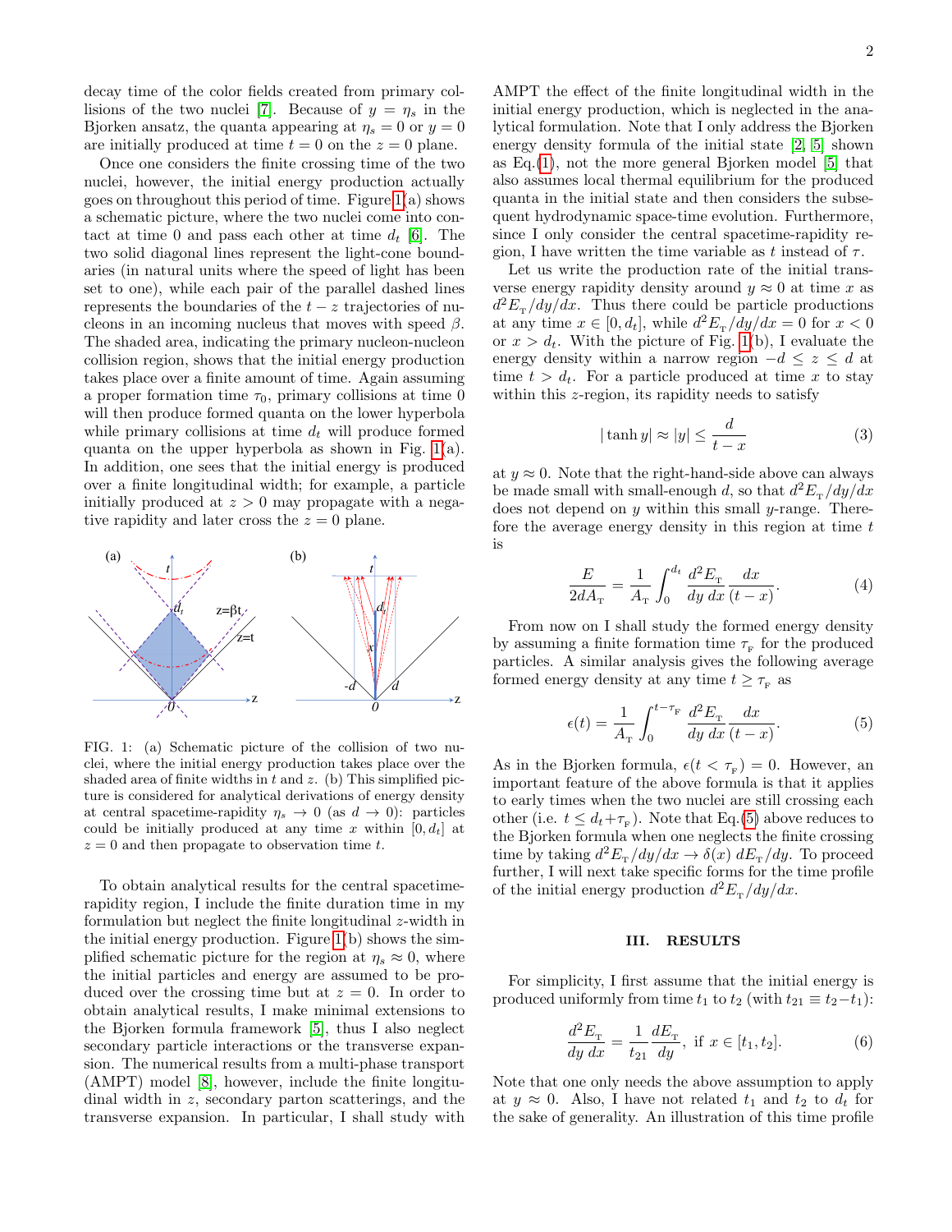decay time of the color fields created from primary collisions of the two nuclei [7]. Because of $y = \eta_s$ in the Bjorken ansatz, the quanta appearing at $\eta_s = 0$ or $y = 0$ are initially produced at time $t = 0$ on the $z = 0$ plane.

Once one considers the finite crossing time of the two nuclei, however, the initial energy production actually goes on throughout this period of time. Figure 1(a) shows a schematic picture, where the two nuclei come into contact at time 0 and pass each other at time $d_t$ [6]. The two solid diagonal lines represent the light-cone boundaries (in natural units where the speed of light has been set to one), while each pair of the parallel dashed lines represents the boundaries of the $t - z$ trajectories of nucleons in an incoming nucleus that moves with speed $\beta$. The shaded area, indicating the primary nucleon-nucleon collision region, shows that the initial energy production takes place over a finite amount of time. Again assuming a proper formation time $\tau_0$, primary collisions at time 0 will then produce formed quanta on the lower hyperbola while primary collisions at time $d_t$ will produce formed quanta on the upper hyperbola as shown in Fig. 1(a). In addition, one sees that the initial energy is produced over a finite longitudinal width; for example, a particle initially produced at $z > 0$ may propagate with a negative rapidity and later cross the $z = 0$ plane.

FIG. 1: (a) Schematic picture of the collision of two nuclei, where the initial energy production takes place over the shaded area of finite widths in $t$ and $z$. (b) This simplified picture is considered for analytical derivations of energy density at central spacetime-rapidity $\eta_s \to 0$ (as $d \to 0$): particles could be initially produced at any time $x$ within $[0, d_t]$ at $z = 0$ and then propagate to observation time $t$.

To obtain analytical results for the central spacetime-rapidity region, I include the finite duration time in my formulation but neglect the finite longitudinal $z$-width in the initial energy production. Figure 1(b) shows the simplified schematic picture for the region at $\eta_s \approx 0$, where the initial particles and energy are assumed to be produced over the crossing time but at $z = 0$. In order to obtain analytical results, I make minimal extensions to the Bjorken formula framework [5], thus I also neglect secondary particle interactions or the transverse expansion. The numerical results from a multi-phase transport (AMPT) model [8], however, include the finite longitudinal width in $z$, secondary parton scatterings, and the transverse expansion. In particular, I shall study with AMPT the effect of the finite longitudinal width in the initial energy production, which is neglected in the analytical formulation. Note that I only address the Bjorken energy density formula of the initial state [2, 5] shown as Eq.(1), not the more general Bjorken model [5] that also assumes local thermal equilibrium for the produced quanta in the initial state and then considers the subsequent hydrodynamic space-time evolution. Furthermore, since I only consider the central spacetime-rapidity region, I have written the time variable as $t$ instead of $\tau$.

Let us write the production rate of the initial transverse energy rapidity density around $y \approx 0$ at time $x$ as $d^2E_{\rm T}/dy/dx$. Thus there could be particle productions at any time $x \in [0, d_t]$, while $d^2E_{\rm T}/dy/dx = 0$ for $x < 0$ or $x > d_t$. With the picture of Fig. 1(b), I evaluate the energy density within a narrow region $-d \le z \le d$ at time $t > d_t$. For a particle produced at time $x$ to stay within this $z$-region, its rapidity needs to satisfy

$$|\tanh y| \approx |y| \le \frac{d}{t-x} \tag{3}$$

at $y \approx 0$. Note that the right-hand-side above can always be made small with small-enough $d$, so that $d^2E_{\rm T}/dy/dx$ does not depend on $y$ within this small $y$-range. Therefore the average energy density in this region at time $t$ is

$$\frac{E}{2dA_{\rm T}} = \frac{1}{A_{\rm T}} \int_0^{d_t} \frac{d^2E_{\rm T}}{dy\,dx} \frac{dx}{(t-x)}. \tag{4}$$

From now on I shall study the formed energy density by assuming a finite formation time $\tau_{\rm F}$ for the produced particles. A similar analysis gives the following average formed energy density at any time $t \ge \tau_{\rm F}$ as

$$\epsilon(t) = \frac{1}{A_{\rm T}} \int_0^{t-\tau_{\rm F}} \frac{d^2E_{\rm T}}{dy\,dx} \frac{dx}{(t-x)}. \tag{5}$$

As in the Bjorken formula, $\epsilon(t < \tau_{\rm F}) = 0$. However, an important feature of the above formula is that it applies to early times when the two nuclei are still crossing each other (i.e. $t \le d_t + \tau_{\rm F}$). Note that Eq.(5) above reduces to the Bjorken formula when one neglects the finite crossing time by taking $d^2E_{\rm T}/dy/dx \to \delta(x)\, dE_{\rm T}/dy$. To proceed further, I will next take specific forms for the time profile of the initial energy production $d^2E_{\rm T}/dy/dx$.

## III. RESULTS

For simplicity, I first assume that the initial energy is produced uniformly from time $t_1$ to $t_2$ (with $t_{21} \equiv t_2 - t_1$):

$$\frac{d^2E_{\rm T}}{dy\,dx} = \frac{1}{t_{21}} \frac{dE_{\rm T}}{dy}, \text{ if } x \in [t_1, t_2]. \tag{6}$$

Note that one only needs the above assumption to apply at $y \approx 0$. Also, I have not related $t_1$ and $t_2$ to $d_t$ for the sake of generality. An illustration of this time profile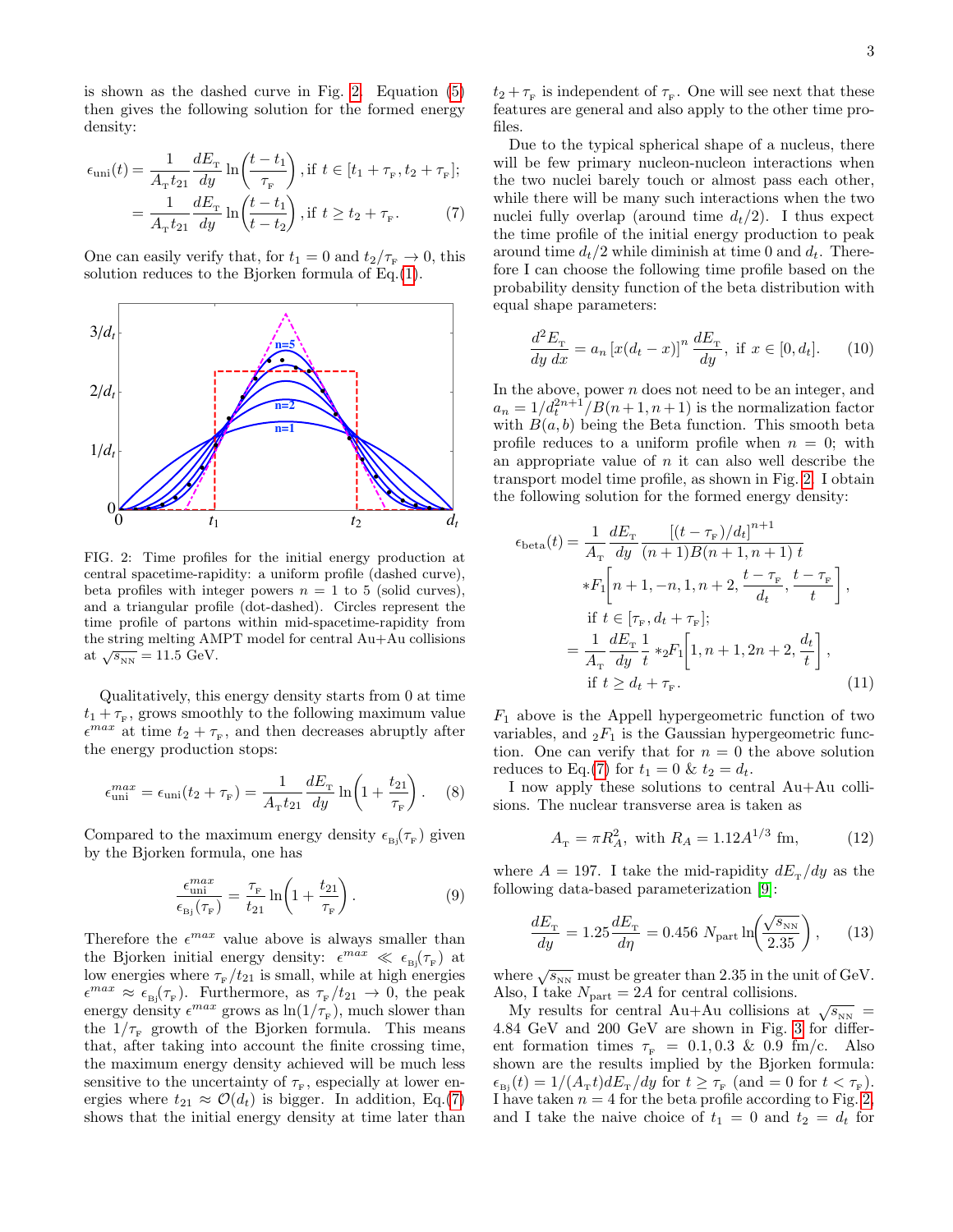is shown as the dashed curve in Fig. 2. Equation (5) then gives the following solution for the formed energy density:

$$\epsilon_{\rm uni}(t) = \frac{1}{A_{\rm T} t_{21}} \frac{dE_{\rm T}}{dy} \ln\left(\frac{t-t_1}{\tau_{\rm F}}\right), \text{if } t \in [t_1+\tau_{\rm F}, t_2+\tau_{\rm F}];$$
$$= \frac{1}{A_{\rm T} t_{21}} \frac{dE_{\rm T}}{dy} \ln\left(\frac{t-t_1}{t-t_2}\right), \text{if } t \geq t_2+\tau_{\rm F}. \quad (7)$$

One can easily verify that, for $t_1 = 0$ and $t_2/\tau_{\rm F} \to 0$, this solution reduces to the Bjorken formula of Eq.(1).

FIG. 2: Time profiles for the initial energy production at central spacetime-rapidity: a uniform profile (dashed curve), beta profiles with integer powers $n = 1$ to 5 (solid curves), and a triangular profile (dot-dashed). Circles represent the time profile of partons within mid-spacetime-rapidity from the string melting AMPT model for central Au+Au collisions at $\sqrt{s_{\rm NN}} = 11.5$ GeV.

Qualitatively, this energy density starts from 0 at time $t_1 + \tau_{\rm F}$, grows smoothly to the following maximum value $\epsilon^{max}$ at time $t_2 + \tau_{\rm F}$, and then decreases abruptly after the energy production stops:

$$\epsilon_{\rm uni}^{max} = \epsilon_{\rm uni}(t_2+\tau_{\rm F}) = \frac{1}{A_{\rm T} t_{21}} \frac{dE_{\rm T}}{dy} \ln\left(1+\frac{t_{21}}{\tau_{\rm F}}\right). \quad (8)$$

Compared to the maximum energy density $\epsilon_{\rm Bj}(\tau_{\rm F})$ given by the Bjorken formula, one has

$$\frac{\epsilon_{\rm uni}^{max}}{\epsilon_{\rm Bj}(\tau_{\rm F})} = \frac{\tau_{\rm F}}{t_{21}} \ln\left(1+\frac{t_{21}}{\tau_{\rm F}}\right). \quad (9)$$

Therefore the $\epsilon^{max}$ value above is always smaller than the Bjorken initial energy density: $\epsilon^{max} \ll \epsilon_{\rm Bj}(\tau_{\rm F})$ at low energies where $\tau_{\rm F}/t_{21}$ is small, while at high energies $\epsilon^{max} \approx \epsilon_{\rm Bj}(\tau_{\rm F})$. Furthermore, as $\tau_{\rm F}/t_{21} \to 0$, the peak energy density $\epsilon^{max}$ grows as $\ln(1/\tau_{\rm F})$, much slower than the $1/\tau_{\rm F}$ growth of the Bjorken formula. This means that, after taking into account the finite crossing time, the maximum energy density achieved will be much less sensitive to the uncertainty of $\tau_{\rm F}$, especially at lower energies where $t_{21} \approx \mathcal{O}(d_t)$ is bigger. In addition, Eq.(7) shows that the initial energy density at time later than $t_2 + \tau_{\rm F}$ is independent of $\tau_{\rm F}$. One will see next that these features are general and also apply to the other time profiles.

Due to the typical spherical shape of a nucleus, there will be few primary nucleon-nucleon interactions when the two nuclei barely touch or almost pass each other, while there will be many such interactions when the two nuclei fully overlap (around time $d_t/2$). I thus expect the time profile of the initial energy production to peak around time $d_t/2$ while diminish at time 0 and $d_t$. Therefore I can choose the following time profile based on the probability density function of the beta distribution with equal shape parameters:

$$\frac{d^2E_{\rm T}}{dy\, dx} = a_n \left[x(d_t - x)\right]^n \frac{dE_{\rm T}}{dy}, \text{ if } x \in [0, d_t]. \quad (10)$$

In the above, power $n$ does not need to be an integer, and $a_n = 1/d_t^{2n+1}/B(n+1, n+1)$ is the normalization factor with $B(a, b)$ being the Beta function. This smooth beta profile reduces to a uniform profile when $n = 0$; with an appropriate value of $n$ it can also well describe the transport model time profile, as shown in Fig. 2. I obtain the following solution for the formed energy density:

$$\epsilon_{\rm beta}(t) = \frac{1}{A_{\rm T}} \frac{dE_{\rm T}}{dy} \frac{\left[(t-\tau_{\rm F})/d_t\right]^{n+1}}{(n+1)B(n+1,n+1)\, t}$$
$$* F_1\left[n+1, -n, 1, n+2, \frac{t-\tau_{\rm F}}{d_t}, \frac{t-\tau_{\rm F}}{t}\right],$$
$$\text{if } t \in [\tau_{\rm F}, d_t + \tau_{\rm F}];$$
$$= \frac{1}{A_{\rm T}} \frac{dE_{\rm T}}{dy} \frac{1}{t} *{}_2F_1\left[1, n+1, 2n+2, \frac{d_t}{t}\right],$$
$$\text{if } t \geq d_t + \tau_{\rm F}. \quad (11)$$

$F_1$ above is the Appell hypergeometric function of two variables, and ${}_2F_1$ is the Gaussian hypergeometric function. One can verify that for $n = 0$ the above solution reduces to Eq.(7) for $t_1 = 0$ & $t_2 = d_t$.

I now apply these solutions to central Au+Au collisions. The nuclear transverse area is taken as

$$A_{\rm T} = \pi R_A^2, \text{ with } R_A = 1.12 A^{1/3} \text{ fm}, \quad (12)$$

where $A = 197$. I take the mid-rapidity $dE_{\rm T}/dy$ as the following data-based parameterization [9]:

$$\frac{dE_{\rm T}}{dy} = 1.25 \frac{dE_{\rm T}}{d\eta} = 0.456\, N_{\rm part} \ln\left(\frac{\sqrt{s_{\rm NN}}}{2.35}\right), \quad (13)$$

where $\sqrt{s_{\rm NN}}$ must be greater than 2.35 in the unit of GeV. Also, I take $N_{\rm part} = 2A$ for central collisions.

My results for central Au+Au collisions at $\sqrt{s_{\rm NN}} = 4.84$ GeV and 200 GeV are shown in Fig. 3 for different formation times $\tau_{\rm F} = 0.1, 0.3$ & $0.9$ fm/c. Also shown are the results implied by the Bjorken formula: $\epsilon_{\rm Bj}(t) = 1/(A_{\rm T} t) dE_{\rm T}/dy$ for $t \geq \tau_{\rm F}$ (and $= 0$ for $t < \tau_{\rm F}$). I have taken $n = 4$ for the beta profile according to Fig. 2, and I take the naive choice of $t_1 = 0$ and $t_2 = d_t$ for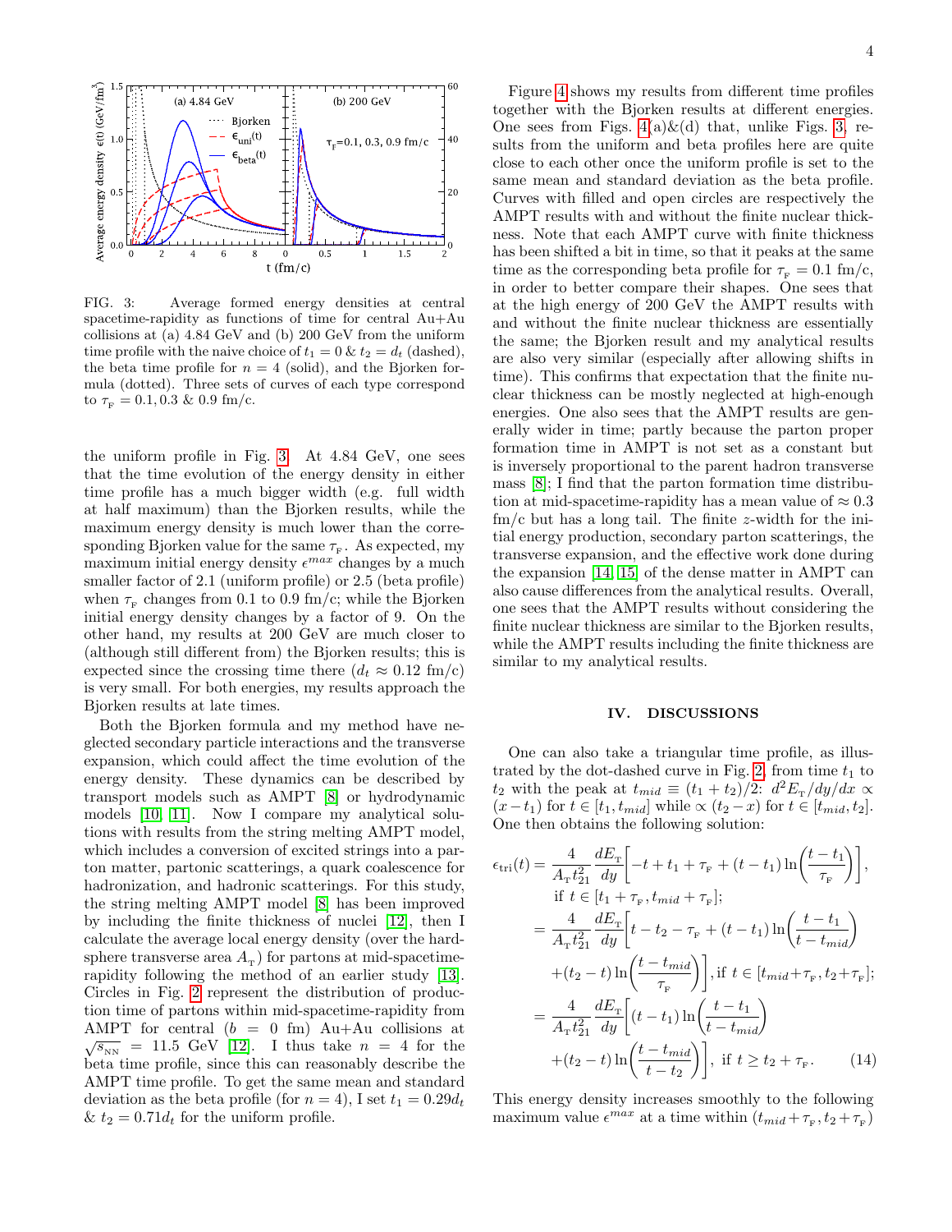FIG. 3: Average formed energy densities at central spacetime-rapidity as functions of time for central Au+Au collisions at (a) 4.84 GeV and (b) 200 GeV from the uniform time profile with the naive choice of $t_1 = 0$ & $t_2 = d_t$ (dashed), the beta time profile for $n = 4$ (solid), and the Bjorken formula (dotted). Three sets of curves of each type correspond to $\tau_{\rm F} = 0.1, 0.3$ & $0.9$ fm/c.

the uniform profile in Fig. 3. At 4.84 GeV, one sees that the time evolution of the energy density in either time profile has a much bigger width (e.g. full width at half maximum) than the Bjorken results, while the maximum energy density is much lower than the corresponding Bjorken value for the same $\tau_{\rm F}$. As expected, my maximum initial energy density $\epsilon^{max}$ changes by a much smaller factor of 2.1 (uniform profile) or 2.5 (beta profile) when $\tau_{\rm F}$ changes from 0.1 to 0.9 fm/c; while the Bjorken initial energy density changes by a factor of 9. On the other hand, my results at 200 GeV are much closer to (although still different from) the Bjorken results; this is expected since the crossing time there ($d_t \approx 0.12$ fm/c) is very small. For both energies, my results approach the Bjorken results at late times.

Both the Bjorken formula and my method have neglected secondary particle interactions and the transverse expansion, which could affect the time evolution of the energy density. These dynamics can be described by transport models such as AMPT [8] or hydrodynamic models [10, 11]. Now I compare my analytical solutions with results from the string melting AMPT model, which includes a conversion of excited strings into a parton matter, partonic scatterings, a quark coalescence for hadronization, and hadronic scatterings. For this study, the string melting AMPT model [8] has been improved by including the finite thickness of nuclei [12], then I calculate the average local energy density (over the hard-sphere transverse area $A_{\rm T}$) for partons at mid-spacetime-rapidity following the method of an earlier study [13]. Circles in Fig. 2 represent the distribution of production time of partons within mid-spacetime-rapidity from AMPT for central ($b = 0$ fm) Au+Au collisions at $\sqrt{s_{\rm NN}} = 11.5$ GeV [12]. I thus take $n = 4$ for the beta time profile, since this can reasonably describe the AMPT time profile. To get the same mean and standard deviation as the beta profile (for $n = 4$), I set $t_1 = 0.29 d_t$ & $t_2 = 0.71 d_t$ for the uniform profile.

Figure 4 shows my results from different time profiles together with the Bjorken results at different energies. One sees from Figs. 4(a)&(d) that, unlike Figs. 3, results from the uniform and beta profiles here are quite close to each other once the uniform profile is set to the same mean and standard deviation as the beta profile. Curves with filled and open circles are respectively the AMPT results with and without the finite nuclear thickness. Note that each AMPT curve with finite thickness has been shifted a bit in time, so that it peaks at the same time as the corresponding beta profile for $\tau_{\rm F} = 0.1$ fm/c, in order to better compare their shapes. One sees that at the high energy of 200 GeV the AMPT results with and without the finite nuclear thickness are essentially the same; the Bjorken result and my analytical results are also very similar (especially after allowing shifts in time). This confirms that expectation that the finite nuclear thickness can be mostly neglected at high-enough energies. One also sees that the AMPT results are generally wider in time; partly because the parton proper formation time in AMPT is not set as a constant but is inversely proportional to the parent hadron transverse mass [8]; I find that the parton formation time distribution at mid-spacetime-rapidity has a mean value of $\approx 0.3$ fm/c but has a long tail. The finite $z$-width for the initial energy production, secondary parton scatterings, the transverse expansion, and the effective work done during the expansion [14, 15] of the dense matter in AMPT can also cause differences from the analytical results. Overall, one sees that the AMPT results without considering the finite nuclear thickness are similar to the Bjorken results, while the AMPT results including the finite thickness are similar to my analytical results.

## IV. DISCUSSIONS

One can also take a triangular time profile, as illustrated by the dot-dashed curve in Fig. 2, from time $t_1$ to $t_2$ with the peak at $t_{mid} \equiv (t_1 + t_2)/2$: $d^2E_{\rm T}/dy/dx \propto (x - t_1)$ for $t \in [t_1, t_{mid}]$ while $\propto (t_2 - x)$ for $t \in [t_{mid}, t_2]$. One then obtains the following solution:

$$
\begin{aligned}
\epsilon_{\rm tri}(t) &= \frac{4}{A_{\rm T} t_{21}^2} \frac{dE_{\rm T}}{dy}\left[-t + t_1 + \tau_{\rm F} + (t - t_1)\ln\left(\frac{t - t_1}{\tau_{\rm F}}\right)\right], \\
&\quad \text{if } t \in [t_1 + \tau_{\rm F}, t_{mid} + \tau_{\rm F}]; \\
&= \frac{4}{A_{\rm T} t_{21}^2} \frac{dE_{\rm T}}{dy}\left[t - t_2 - \tau_{\rm F} + (t - t_1)\ln\left(\frac{t - t_1}{t - t_{mid}}\right)\right. \\
&\quad \left. + (t_2 - t)\ln\left(\frac{t - t_{mid}}{\tau_{\rm F}}\right)\right], \text{if } t \in [t_{mid} + \tau_{\rm F}, t_2 + \tau_{\rm F}]; \\
&= \frac{4}{A_{\rm T} t_{21}^2} \frac{dE_{\rm T}}{dy}\left[(t - t_1)\ln\left(\frac{t - t_1}{t - t_{mid}}\right)\right. \\
&\quad \left. + (t_2 - t)\ln\left(\frac{t - t_{mid}}{t - t_2}\right)\right], \text{ if } t \geq t_2 + \tau_{\rm F}. \qquad (14)
\end{aligned}
$$

This energy density increases smoothly to the following maximum value $\epsilon^{max}$ at a time within $(t_{mid} + \tau_{\rm F}, t_2 + \tau_{\rm F})$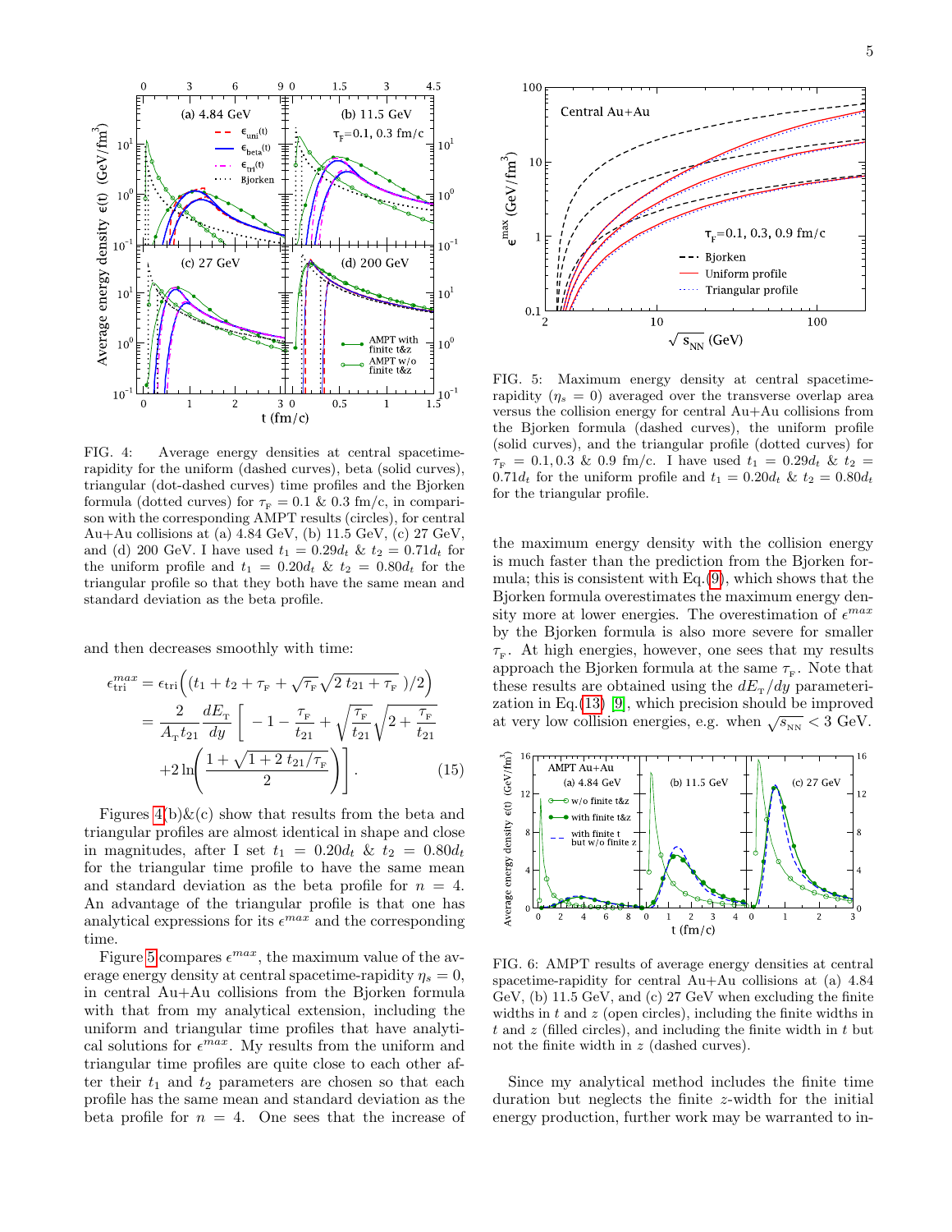FIG. 4: Average energy densities at central spacetime-rapidity for the uniform (dashed curves), beta (solid curves), triangular (dot-dashed curves) time profiles and the Bjorken formula (dotted curves) for $\tau_{\rm F} = 0.1$ & $0.3$ fm/c, in comparison with the corresponding AMPT results (circles), for central Au+Au collisions at (a) 4.84 GeV, (b) 11.5 GeV, (c) 27 GeV, and (d) 200 GeV. I have used $t_1 = 0.29 d_t$ & $t_2 = 0.71 d_t$ for the uniform profile and $t_1 = 0.20 d_t$ & $t_2 = 0.80 d_t$ for the triangular profile so that they both have the same mean and standard deviation as the beta profile.

and then decreases smoothly with time:

$$
\begin{aligned}
\epsilon_{\rm tri}^{max} &= \epsilon_{\rm tri}\Big( (t_1 + t_2 + \tau_{\rm F} + \sqrt{\tau_{\rm F}}\sqrt{2\,t_{21} + \tau_{\rm F}}\ )/2 \Big) \\
&= \frac{2}{A_{\rm T} t_{21}} \frac{dE_{\rm T}}{dy} \Bigg[ -1 - \frac{\tau_{\rm F}}{t_{21}} + \sqrt{\frac{\tau_{\rm F}}{t_{21}}}\sqrt{2 + \frac{\tau_{\rm F}}{t_{21}}} \\
&\quad + 2 \ln\!\left( \frac{1 + \sqrt{1 + 2\,t_{21}/\tau_{\rm F}}}{2} \right) \Bigg]. \qquad (15)
\end{aligned}
$$

Figures 4(b)&(c) show that results from the beta and triangular profiles are almost identical in shape and close in magnitudes, after I set $t_1 = 0.20 d_t$ & $t_2 = 0.80 d_t$ for the triangular time profile to have the same mean and standard deviation as the beta profile for $n = 4$. An advantage of the triangular profile is that one has analytical expressions for its $\epsilon^{max}$ and the corresponding time.

Figure 5 compares $\epsilon^{max}$, the maximum value of the average energy density at central spacetime-rapidity $\eta_s = 0$, in central Au+Au collisions from the Bjorken formula with that from my analytical extension, including the uniform and triangular time profiles that have analytical solutions for $\epsilon^{max}$. My results from the uniform and triangular time profiles are quite close to each other after their $t_1$ and $t_2$ parameters are chosen so that each profile has the same mean and standard deviation as the beta profile for $n = 4$. One sees that the increase of the maximum energy density with the collision energy is much faster than the prediction from the Bjorken formula; this is consistent with Eq.(9), which shows that the Bjorken formula overestimates the maximum energy density more at lower energies. The overestimation of $\epsilon^{max}$ by the Bjorken formula is also more severe for smaller $\tau_{\rm F}$. At high energies, however, one sees that my results approach the Bjorken formula at the same $\tau_{\rm F}$. Note that these results are obtained using the $dE_{\rm T}/dy$ parameterization in Eq.(13) [9], which precision should be improved at very low collision energies, e.g. when $\sqrt{s_{\rm NN}} < 3$ GeV.

FIG. 5: Maximum energy density at central spacetime-rapidity ($\eta_s = 0$) averaged over the transverse overlap area versus the collision energy for central Au+Au collisions from the Bjorken formula (dashed curves), the uniform profile (solid curves), and the triangular profile (dotted curves) for $\tau_{\rm F} = 0.1, 0.3$ & $0.9$ fm/c. I have used $t_1 = 0.29 d_t$ & $t_2 = 0.71 d_t$ for the uniform profile and $t_1 = 0.20 d_t$ & $t_2 = 0.80 d_t$ for the triangular profile.

FIG. 6: AMPT results of average energy densities at central spacetime-rapidity for central Au+Au collisions at (a) 4.84 GeV, (b) 11.5 GeV, and (c) 27 GeV when excluding the finite widths in $t$ and $z$ (open circles), including the finite widths in $t$ and $z$ (filled circles), and including the finite width in $t$ but not the finite width in $z$ (dashed curves).

Since my analytical method includes the finite time duration but neglects the finite $z$-width for the initial energy production, further work may be warranted to in-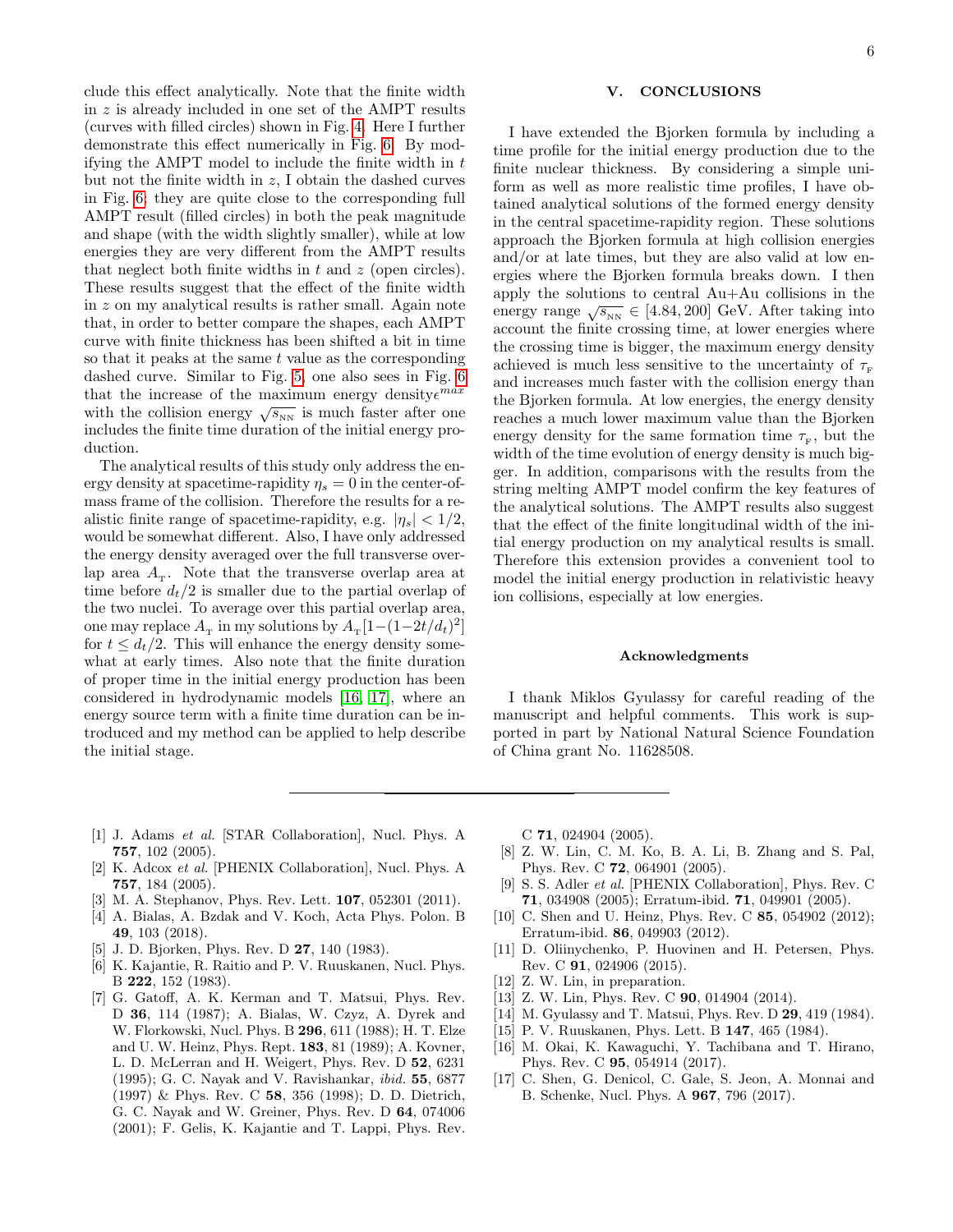clude this effect analytically. Note that the finite width in $z$ is already included in one set of the AMPT results (curves with filled circles) shown in Fig. 4. Here I further demonstrate this effect numerically in Fig. 6. By modifying the AMPT model to include the finite width in $t$ but not the finite width in $z$, I obtain the dashed curves in Fig. 6; they are quite close to the corresponding full AMPT result (filled circles) in both the peak magnitude and shape (with the width slightly smaller), while at low energies they are very different from the AMPT results that neglect both finite widths in $t$ and $z$ (open circles). These results suggest that the effect of the finite width in $z$ on my analytical results is rather small. Again note that, in order to better compare the shapes, each AMPT curve with finite thickness has been shifted a bit in time so that it peaks at the same $t$ value as the corresponding dashed curve. Similar to Fig. 5, one also sees in Fig. 6 that the increase of the maximum energy density $\epsilon^{max}$ with the collision energy $\sqrt{s_{\rm NN}}$ is much faster after one includes the finite time duration of the initial energy production.

The analytical results of this study only address the energy density at spacetime-rapidity $\eta_s = 0$ in the center-of-mass frame of the collision. Therefore the results for a realistic finite range of spacetime-rapidity, e.g. $|\eta_s| < 1/2$, would be somewhat different. Also, I have only addressed the energy density averaged over the full transverse overlap area $A_{\rm T}$. Note that the transverse overlap area at time before $d_t/2$ is smaller due to the partial overlap of the two nuclei. To average over this partial overlap area, one may replace $A_{\rm T}$ in my solutions by $A_{\rm T}[1-(1-2t/d_t)^2]$ for $t \leq d_t/2$. This will enhance the energy density somewhat at early times. Also note that the finite duration of proper time in the initial energy production has been considered in hydrodynamic models [16, 17], where an energy source term with a finite time duration can be introduced and my method can be applied to help describe the initial stage.

## V. CONCLUSIONS

I have extended the Bjorken formula by including a time profile for the initial energy production due to the finite nuclear thickness. By considering a simple uniform as well as more realistic time profiles, I have obtained analytical solutions of the formed energy density in the central spacetime-rapidity region. These solutions approach the Bjorken formula at high collision energies and/or at late times, but they are also valid at low energies where the Bjorken formula breaks down. I then apply the solutions to central Au+Au collisions in the energy range $\sqrt{s_{\rm NN}} \in [4.84, 200]$ GeV. After taking into account the finite crossing time, at lower energies where the crossing time is bigger, the maximum energy density achieved is much less sensitive to the uncertainty of $\tau_{\rm F}$ and increases much faster with the collision energy than the Bjorken formula. At low energies, the energy density reaches a much lower maximum value than the Bjorken energy density for the same formation time $\tau_{\rm F}$, but the width of the time evolution of energy density is much bigger. In addition, comparisons with the results from the string melting AMPT model confirm the key features of the analytical solutions. The AMPT results also suggest that the effect of the finite longitudinal width of the initial energy production on my analytical results is small. Therefore this extension provides a convenient tool to model the initial energy production in relativistic heavy ion collisions, especially at low energies.

### Acknowledgments

I thank Miklos Gyulassy for careful reading of the manuscript and helpful comments. This work is supported in part by National Natural Science Foundation of China grant No. 11628508.

---

[1] J. Adams *et al.* [STAR Collaboration], Nucl. Phys. A **757**, 102 (2005).
[2] K. Adcox *et al.* [PHENIX Collaboration], Nucl. Phys. A **757**, 184 (2005).
[3] M. A. Stephanov, Phys. Rev. Lett. **107**, 052301 (2011).
[4] A. Bialas, A. Bzdak and V. Koch, Acta Phys. Polon. B **49**, 103 (2018).
[5] J. D. Bjorken, Phys. Rev. D **27**, 140 (1983).
[6] K. Kajantie, R. Raitio and P. V. Ruuskanen, Nucl. Phys. B **222**, 152 (1983).
[7] G. Gatoff, A. K. Kerman and T. Matsui, Phys. Rev. D **36**, 114 (1987); A. Bialas, W. Czyz, A. Dyrek and W. Florkowski, Nucl. Phys. B **296**, 611 (1988); H. T. Elze and U. W. Heinz, Phys. Rept. **183**, 81 (1989); A. Kovner, L. D. McLerran and H. Weigert, Phys. Rev. D **52**, 6231 (1995); G. C. Nayak and V. Ravishankar, *ibid.* **55**, 6877 (1997) & Phys. Rev. C **58**, 356 (1998); D. D. Dietrich, G. C. Nayak and W. Greiner, Phys. Rev. D **64**, 074006 (2001); F. Gelis, K. Kajantie and T. Lappi, Phys. Rev. C **71**, 024904 (2005).
[8] Z. W. Lin, C. M. Ko, B. A. Li, B. Zhang and S. Pal, Phys. Rev. C **72**, 064901 (2005).
[9] S. S. Adler *et al.* [PHENIX Collaboration], Phys. Rev. C **71**, 034908 (2005); Erratum-ibid. **71**, 049901 (2005).
[10] C. Shen and U. Heinz, Phys. Rev. C **85**, 054902 (2012); Erratum-ibid. **86**, 049903 (2012).
[11] D. Oliinychenko, P. Huovinen and H. Petersen, Phys. Rev. C **91**, 024906 (2015).
[12] Z. W. Lin, in preparation.
[13] Z. W. Lin, Phys. Rev. C **90**, 014904 (2014).
[14] M. Gyulassy and T. Matsui, Phys. Rev. D **29**, 419 (1984).
[15] P. V. Ruuskanen, Phys. Lett. B **147**, 465 (1984).
[16] M. Okai, K. Kawaguchi, Y. Tachibana and T. Hirano, Phys. Rev. C **95**, 054914 (2017).
[17] C. Shen, G. Denicol, C. Gale, S. Jeon, A. Monnai and B. Schenke, Nucl. Phys. A **967**, 796 (2017).